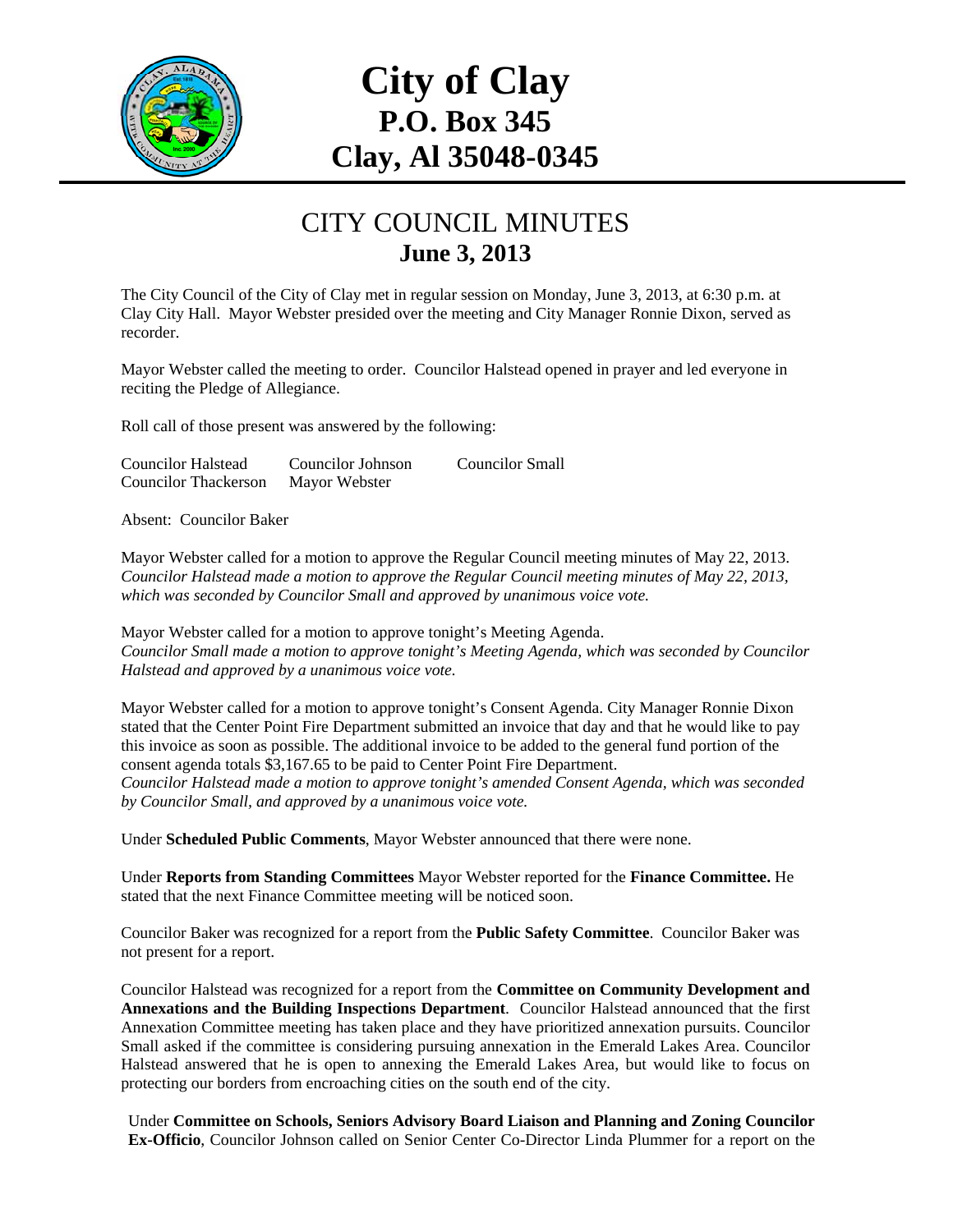# City of Clay
## P.O. Box 345
## Clay, Al 35048-0345

# CITY COUNCIL MINUTES
## June 3, 2013

The City Council of the City of Clay met in regular session on Monday, June 3, 2013, at 6:30 p.m. at Clay City Hall. Mayor Webster presided over the meeting and City Manager Ronnie Dixon, served as recorder.

Mayor Webster called the meeting to order. Councilor Halstead opened in prayer and led everyone in reciting the Pledge of Allegiance.

Roll call of those present was answered by the following:

| | | |
|---|---|---|
| Councilor Halstead | Councilor Johnson | Councilor Small |
| Councilor Thackerson | Mayor Webster | |

Absent: Councilor Baker

Mayor Webster called for a motion to approve the Regular Council meeting minutes of May 22, 2013. *Councilor Halstead made a motion to approve the Regular Council meeting minutes of May 22, 2013, which was seconded by Councilor Small and approved by unanimous voice vote.*

Mayor Webster called for a motion to approve tonight's Meeting Agenda.
*Councilor Small made a motion to approve tonight's Meeting Agenda, which was seconded by Councilor Halstead and approved by a unanimous voice vote.*

Mayor Webster called for a motion to approve tonight's Consent Agenda. City Manager Ronnie Dixon stated that the Center Point Fire Department submitted an invoice that day and that he would like to pay this invoice as soon as possible. The additional invoice to be added to the general fund portion of the consent agenda totals $3,167.65 to be paid to Center Point Fire Department.
*Councilor Halstead made a motion to approve tonight's amended Consent Agenda, which was seconded by Councilor Small, and approved by a unanimous voice vote.*

Under **Scheduled Public Comments**, Mayor Webster announced that there were none.

Under **Reports from Standing Committees** Mayor Webster reported for the **Finance Committee.** He stated that the next Finance Committee meeting will be noticed soon.

Councilor Baker was recognized for a report from the **Public Safety Committee**. Councilor Baker was not present for a report.

Councilor Halstead was recognized for a report from the **Committee on Community Development and Annexations and the Building Inspections Department**. Councilor Halstead announced that the first Annexation Committee meeting has taken place and they have prioritized annexation pursuits. Councilor Small asked if the committee is considering pursuing annexation in the Emerald Lakes Area. Councilor Halstead answered that he is open to annexing the Emerald Lakes Area, but would like to focus on protecting our borders from encroaching cities on the south end of the city.

Under **Committee on Schools, Seniors Advisory Board Liaison and Planning and Zoning Councilor Ex-Officio**, Councilor Johnson called on Senior Center Co-Director Linda Plummer for a report on the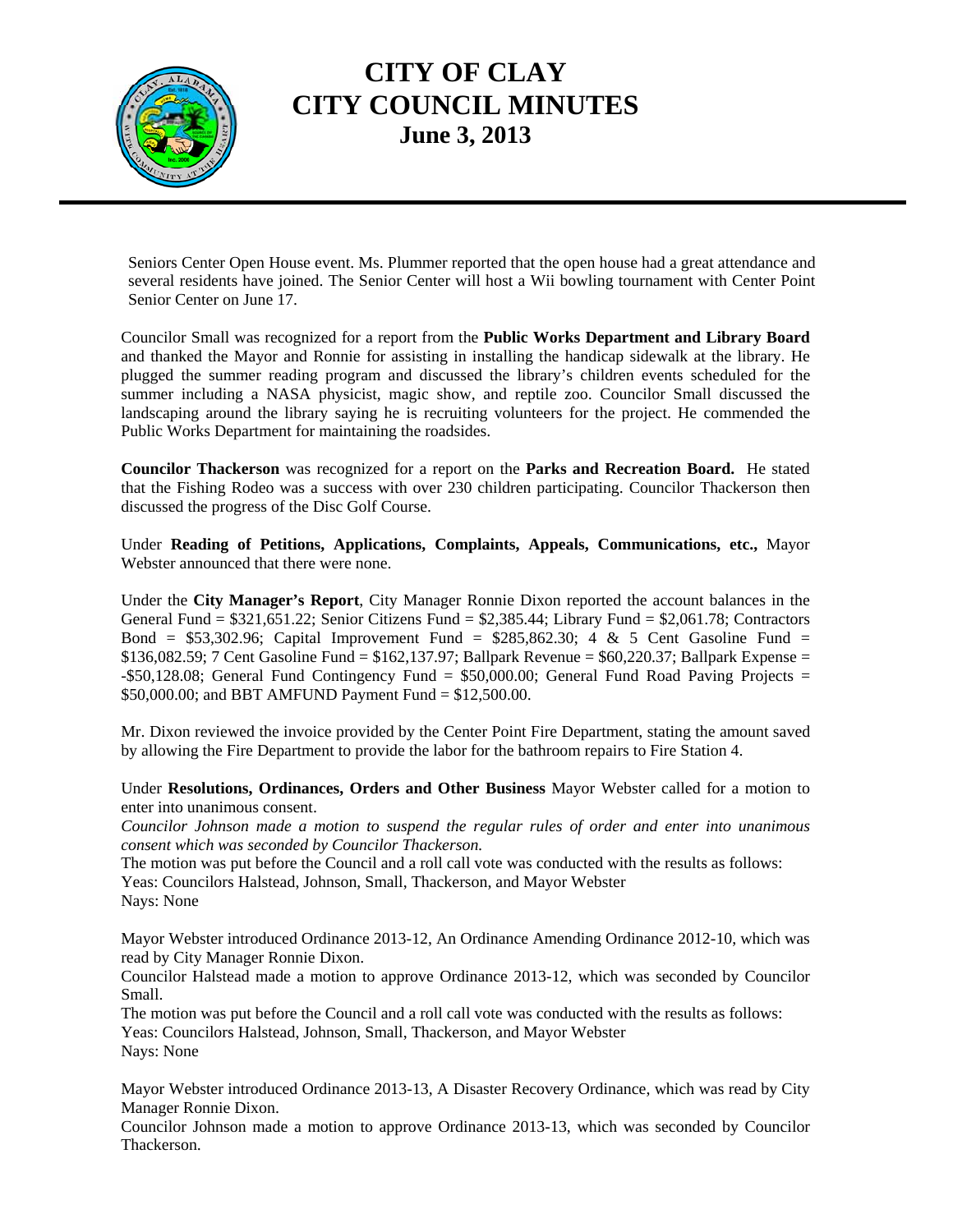Seniors Center Open House event. Ms. Plummer reported that the open house had a great attendance and several residents have joined. The Senior Center will host a Wii bowling tournament with Center Point Senior Center on June 17.

Councilor Small was recognized for a report from the **Public Works Department and Library Board** and thanked the Mayor and Ronnie for assisting in installing the handicap sidewalk at the library. He plugged the summer reading program and discussed the library's children events scheduled for the summer including a NASA physicist, magic show, and reptile zoo. Councilor Small discussed the landscaping around the library saying he is recruiting volunteers for the project. He commended the Public Works Department for maintaining the roadsides.

**Councilor Thackerson** was recognized for a report on the **Parks and Recreation Board.** He stated that the Fishing Rodeo was a success with over 230 children participating. Councilor Thackerson then discussed the progress of the Disc Golf Course.

Under **Reading of Petitions, Applications, Complaints, Appeals, Communications, etc.,** Mayor Webster announced that there were none.

Under the **City Manager's Report**, City Manager Ronnie Dixon reported the account balances in the General Fund = $321,651.22; Senior Citizens Fund = $2,385.44; Library Fund = $2,061.78; Contractors Bond = $53,302.96; Capital Improvement Fund = $285,862.30; 4 & 5 Cent Gasoline Fund = $136,082.59; 7 Cent Gasoline Fund = $162,137.97; Ballpark Revenue = $60,220.37; Ballpark Expense = -$50,128.08; General Fund Contingency Fund = $50,000.00; General Fund Road Paving Projects = $50,000.00; and BBT AMFUND Payment Fund = $12,500.00.

Mr. Dixon reviewed the invoice provided by the Center Point Fire Department, stating the amount saved by allowing the Fire Department to provide the labor for the bathroom repairs to Fire Station 4.

Under **Resolutions, Ordinances, Orders and Other Business** Mayor Webster called for a motion to enter into unanimous consent.

*Councilor Johnson made a motion to suspend the regular rules of order and enter into unanimous consent which was seconded by Councilor Thackerson.*

The motion was put before the Council and a roll call vote was conducted with the results as follows:
Yeas: Councilors Halstead, Johnson, Small, Thackerson, and Mayor Webster
Nays: None

Mayor Webster introduced Ordinance 2013-12, An Ordinance Amending Ordinance 2012-10, which was read by City Manager Ronnie Dixon.

Councilor Halstead made a motion to approve Ordinance 2013-12, which was seconded by Councilor Small.

The motion was put before the Council and a roll call vote was conducted with the results as follows:
Yeas: Councilors Halstead, Johnson, Small, Thackerson, and Mayor Webster
Nays: None

Mayor Webster introduced Ordinance 2013-13, A Disaster Recovery Ordinance, which was read by City Manager Ronnie Dixon.

Councilor Johnson made a motion to approve Ordinance 2013-13, which was seconded by Councilor Thackerson.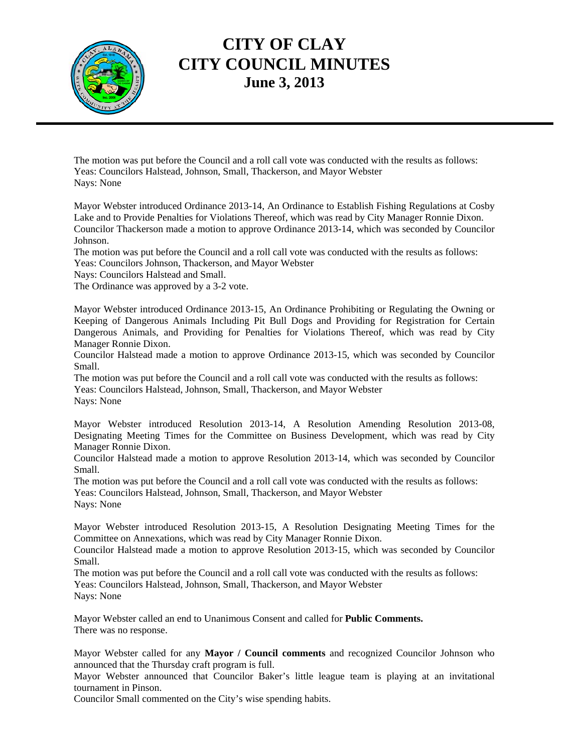# CITY OF CLAY
# CITY COUNCIL MINUTES
## June 3, 2013

The motion was put before the Council and a roll call vote was conducted with the results as follows:
Yeas: Councilors Halstead, Johnson, Small, Thackerson, and Mayor Webster
Nays: None

Mayor Webster introduced Ordinance 2013-14, An Ordinance to Establish Fishing Regulations at Cosby Lake and to Provide Penalties for Violations Thereof, which was read by City Manager Ronnie Dixon.
Councilor Thackerson made a motion to approve Ordinance 2013-14, which was seconded by Councilor Johnson.
The motion was put before the Council and a roll call vote was conducted with the results as follows:
Yeas: Councilors Johnson, Thackerson, and Mayor Webster
Nays: Councilors Halstead and Small.
The Ordinance was approved by a 3-2 vote.

Mayor Webster introduced Ordinance 2013-15, An Ordinance Prohibiting or Regulating the Owning or Keeping of Dangerous Animals Including Pit Bull Dogs and Providing for Registration for Certain Dangerous Animals, and Providing for Penalties for Violations Thereof, which was read by City Manager Ronnie Dixon.
Councilor Halstead made a motion to approve Ordinance 2013-15, which was seconded by Councilor Small.
The motion was put before the Council and a roll call vote was conducted with the results as follows:
Yeas: Councilors Halstead, Johnson, Small, Thackerson, and Mayor Webster
Nays: None

Mayor Webster introduced Resolution 2013-14, A Resolution Amending Resolution 2013-08, Designating Meeting Times for the Committee on Business Development, which was read by City Manager Ronnie Dixon.
Councilor Halstead made a motion to approve Resolution 2013-14, which was seconded by Councilor Small.
The motion was put before the Council and a roll call vote was conducted with the results as follows:
Yeas: Councilors Halstead, Johnson, Small, Thackerson, and Mayor Webster
Nays: None

Mayor Webster introduced Resolution 2013-15, A Resolution Designating Meeting Times for the Committee on Annexations, which was read by City Manager Ronnie Dixon.
Councilor Halstead made a motion to approve Resolution 2013-15, which was seconded by Councilor Small.
The motion was put before the Council and a roll call vote was conducted with the results as follows:
Yeas: Councilors Halstead, Johnson, Small, Thackerson, and Mayor Webster
Nays: None

Mayor Webster called an end to Unanimous Consent and called for **Public Comments.**
There was no response.

Mayor Webster called for any **Mayor / Council comments** and recognized Councilor Johnson who announced that the Thursday craft program is full.
Mayor Webster announced that Councilor Baker's little league team is playing at an invitational tournament in Pinson.
Councilor Small commented on the City's wise spending habits.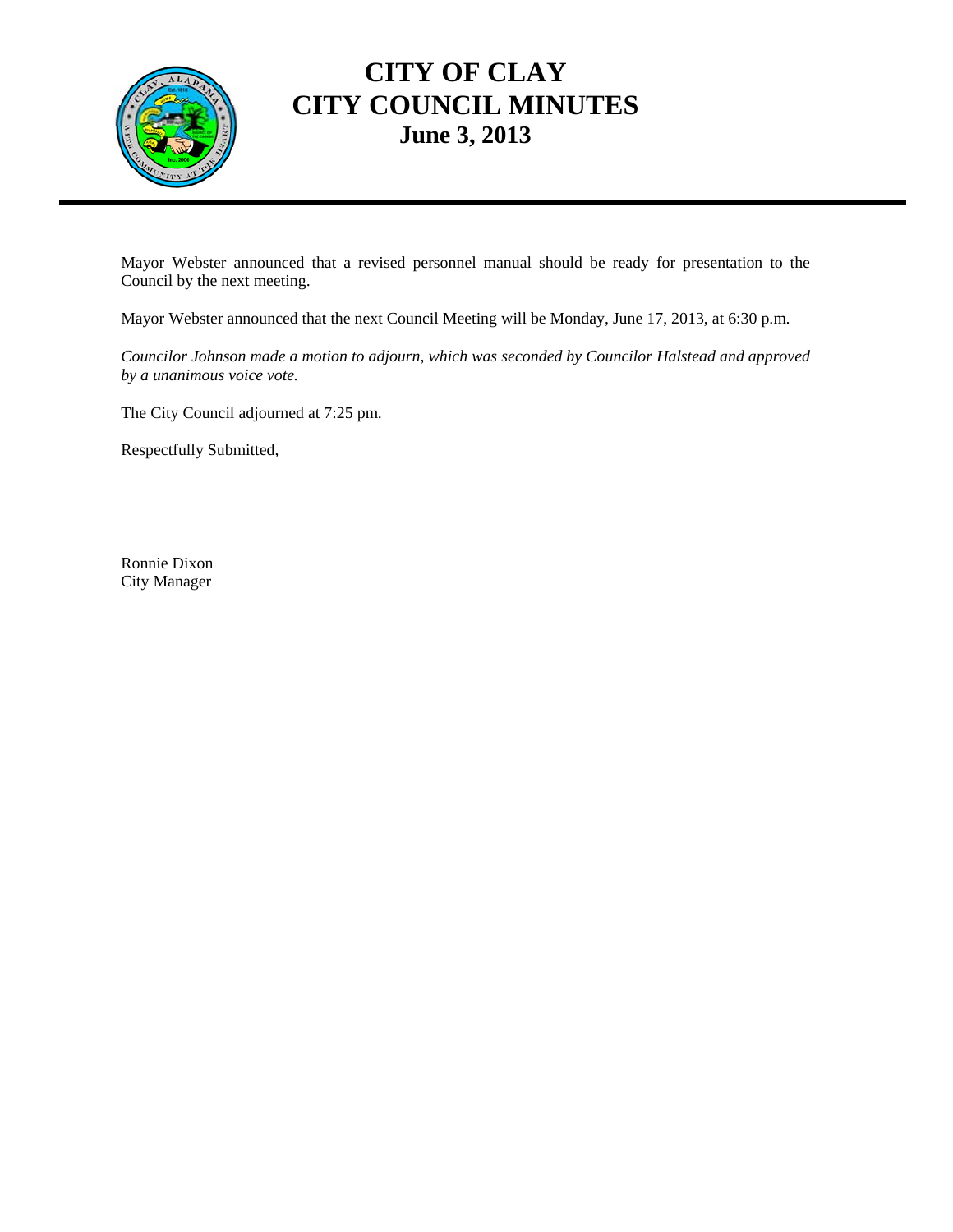# CITY OF CLAY
# CITY COUNCIL MINUTES
## June 3, 2013

Mayor Webster announced that a revised personnel manual should be ready for presentation to the Council by the next meeting.

Mayor Webster announced that the next Council Meeting will be Monday, June 17, 2013, at 6:30 p.m.

*Councilor Johnson made a motion to adjourn, which was seconded by Councilor Halstead and approved by a unanimous voice vote.*

The City Council adjourned at 7:25 pm.

Respectfully Submitted,

Ronnie Dixon
City Manager